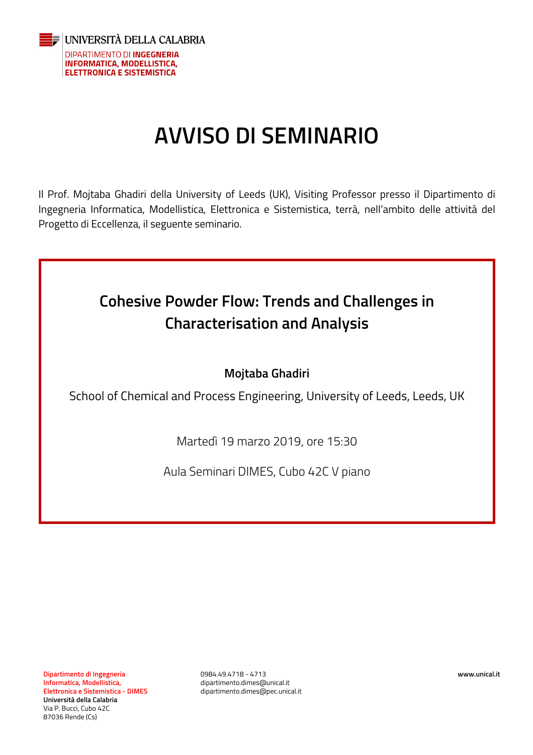UNIVERSITÀ DELLA CALABRIA

DIPARTIMENTO DI **INGEGNERIA INFORMATICA, MODELLISTICA, ELETTRONICA E SISTEMISTICA**

# AVVISO DI SEMINARIO

Il Prof. Mojtaba Ghadiri della University of Leeds (UK), Visiting Professor presso il Dipartimento di Ingegneria Informatica, Modellistica, Elettronica e Sistemistica, terrà, nell'ambito delle attività del Progetto di Eccellenza, il seguente seminario.

## Cohesive Powder Flow: Trends and Challenges in Characterisation and Analysis

**Mojtaba Ghadiri**

School of Chemical and Process Engineering, University of Leeds, Leeds, UK

Martedì 19 marzo 2019, ore 15:30

Aula Seminari DIMES, Cubo 42C V piano

**Dipartimento di Ingegneria Informatica, Modellistica, Elettronica e Sistemistica - DIMES**
**Università della Calabria**
Via P. Bucci, Cubo 42C
87036 Rende (Cs)

0984.49.4718 - 4713
dipartimento.dimes@unical.it
dipartimento.dimes@pec.unical.it

**www.unical.it**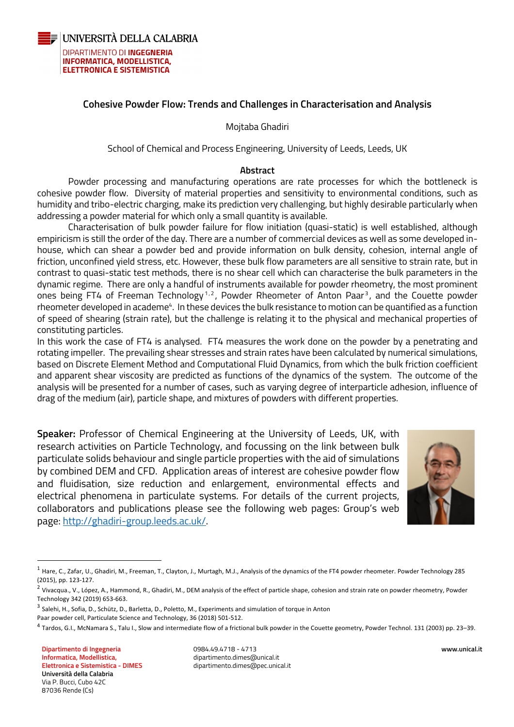# Cohesive Powder Flow: Trends and Challenges in Characterisation and Analysis

Mojtaba Ghadiri

School of Chemical and Process Engineering, University of Leeds, Leeds, UK

## Abstract

Powder processing and manufacturing operations are rate processes for which the bottleneck is cohesive powder flow. Diversity of material properties and sensitivity to environmental conditions, such as humidity and tribo-electric charging, make its prediction very challenging, but highly desirable particularly when addressing a powder material for which only a small quantity is available.

Characterisation of bulk powder failure for flow initiation (quasi-static) is well established, although empiricism is still the order of the day. There are a number of commercial devices as well as some developed in-house, which can shear a powder bed and provide information on bulk density, cohesion, internal angle of friction, unconfined yield stress, etc. However, these bulk flow parameters are all sensitive to strain rate, but in contrast to quasi-static test methods, there is no shear cell which can characterise the bulk parameters in the dynamic regime. There are only a handful of instruments available for powder rheometry, the most prominent ones being FT4 of Freeman Technology[1,2], Powder Rheometer of Anton Paar[3], and the Couette powder rheometer developed in academe[4]. In these devices the bulk resistance to motion can be quantified as a function of speed of shearing (strain rate), but the challenge is relating it to the physical and mechanical properties of constituting particles.

In this work the case of FT4 is analysed. FT4 measures the work done on the powder by a penetrating and rotating impeller. The prevailing shear stresses and strain rates have been calculated by numerical simulations, based on Discrete Element Method and Computational Fluid Dynamics, from which the bulk friction coefficient and apparent shear viscosity are predicted as functions of the dynamics of the system. The outcome of the analysis will be presented for a number of cases, such as varying degree of interparticle adhesion, influence of drag of the medium (air), particle shape, and mixtures of powders with different properties.

**Speaker:** Professor of Chemical Engineering at the University of Leeds, UK, with research activities on Particle Technology, and focussing on the link between bulk particulate solids behaviour and single particle properties with the aid of simulations by combined DEM and CFD. Application areas of interest are cohesive powder flow and fluidisation, size reduction and enlargement, environmental effects and electrical phenomena in particulate systems. For details of the current projects, collaborators and publications please see the following web pages: Group's web page: http://ghadiri-group.leeds.ac.uk/.

---

[1] Hare, C., Zafar, U., Ghadiri, M., Freeman, T., Clayton, J., Murtagh, M.J., Analysis of the dynamics of the FT4 powder rheometer. Powder Technology 285 (2015), pp. 123-127.

[2] Vivacqua., V., López, A., Hammond, R., Ghadiri, M., DEM analysis of the effect of particle shape, cohesion and strain rate on powder rheometry, Powder Technology 342 (2019) 653-663.

[3] Salehi, H., Sofia, D., Schütz, D., Barletta, D., Poletto, M., Experiments and simulation of torque in Anton Paar powder cell, Particulate Science and Technology, 36 (2018) 501-512.

[4] Tardos, G.I., McNamara S., Talu I., Slow and intermediate flow of a frictional bulk powder in the Couette geometry, Powder Technol. 131 (2003) pp. 23–39.